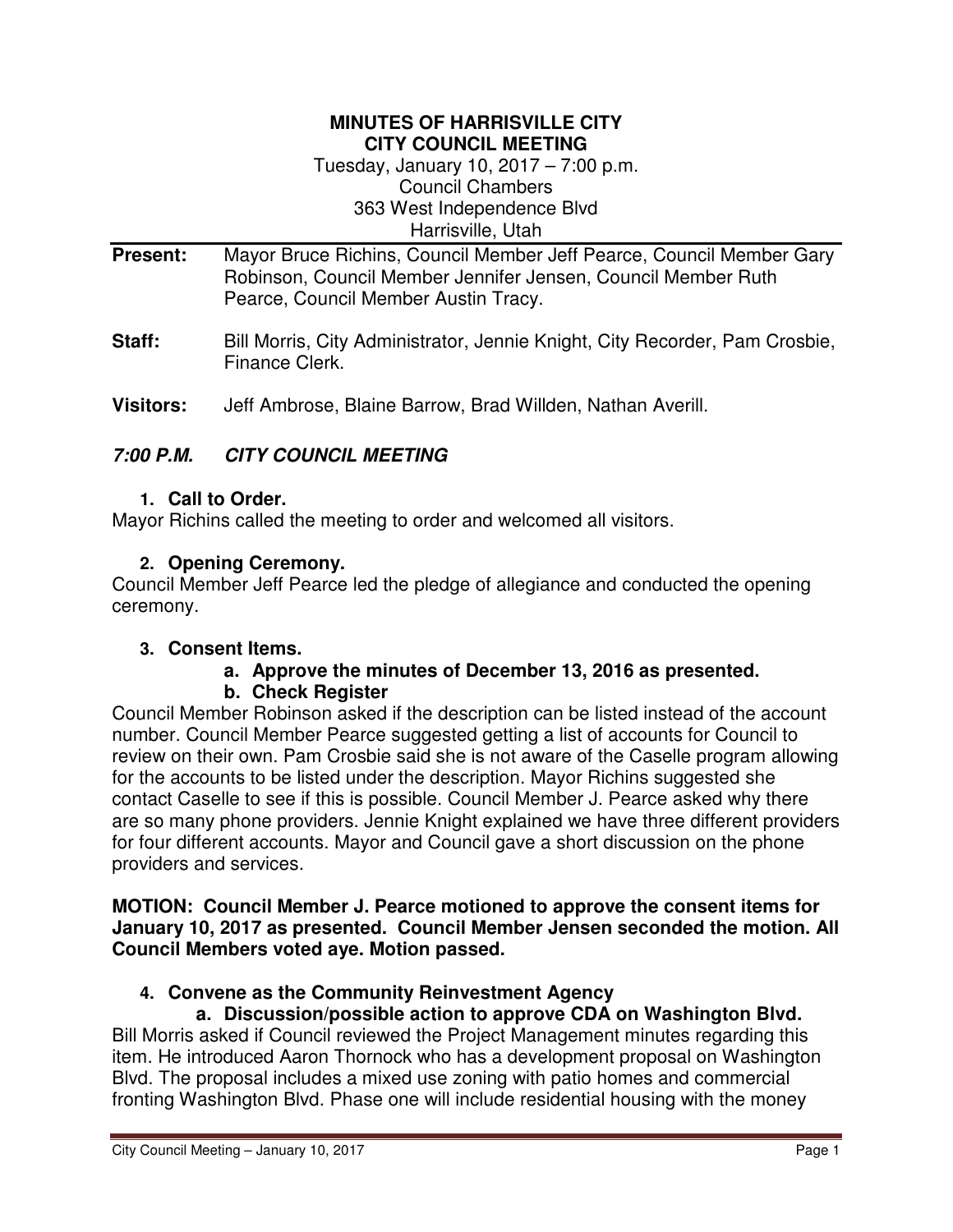# MINUTES OF HARRISVILLE CITY
# CITY COUNCIL MEETING

Tuesday, January 10, 2017 – 7:00 p.m.
Council Chambers
363 West Independence Blvd
Harrisville, Utah

**Present:** Mayor Bruce Richins, Council Member Jeff Pearce, Council Member Gary Robinson, Council Member Jennifer Jensen, Council Member Ruth Pearce, Council Member Austin Tracy.

**Staff:** Bill Morris, City Administrator, Jennie Knight, City Recorder, Pam Crosbie, Finance Clerk.

**Visitors:** Jeff Ambrose, Blaine Barrow, Brad Willden, Nathan Averill.

## *7:00 P.M. CITY COUNCIL MEETING*

1. **Call to Order.**

Mayor Richins called the meeting to order and welcomed all visitors.

2. **Opening Ceremony.**

Council Member Jeff Pearce led the pledge of allegiance and conducted the opening ceremony.

3. **Consent Items.**
   a. **Approve the minutes of December 13, 2016 as presented.**
   b. **Check Register**

Council Member Robinson asked if the description can be listed instead of the account number. Council Member Pearce suggested getting a list of accounts for Council to review on their own. Pam Crosbie said she is not aware of the Caselle program allowing for the accounts to be listed under the description. Mayor Richins suggested she contact Caselle to see if this is possible. Council Member J. Pearce asked why there are so many phone providers. Jennie Knight explained we have three different providers for four different accounts. Mayor and Council gave a short discussion on the phone providers and services.

**MOTION: Council Member J. Pearce motioned to approve the consent items for January 10, 2017 as presented. Council Member Jensen seconded the motion. All Council Members voted aye. Motion passed.**

4. **Convene as the Community Reinvestment Agency**
   a. **Discussion/possible action to approve CDA on Washington Blvd.**

Bill Morris asked if Council reviewed the Project Management minutes regarding this item. He introduced Aaron Thornock who has a development proposal on Washington Blvd. The proposal includes a mixed use zoning with patio homes and commercial fronting Washington Blvd. Phase one will include residential housing with the money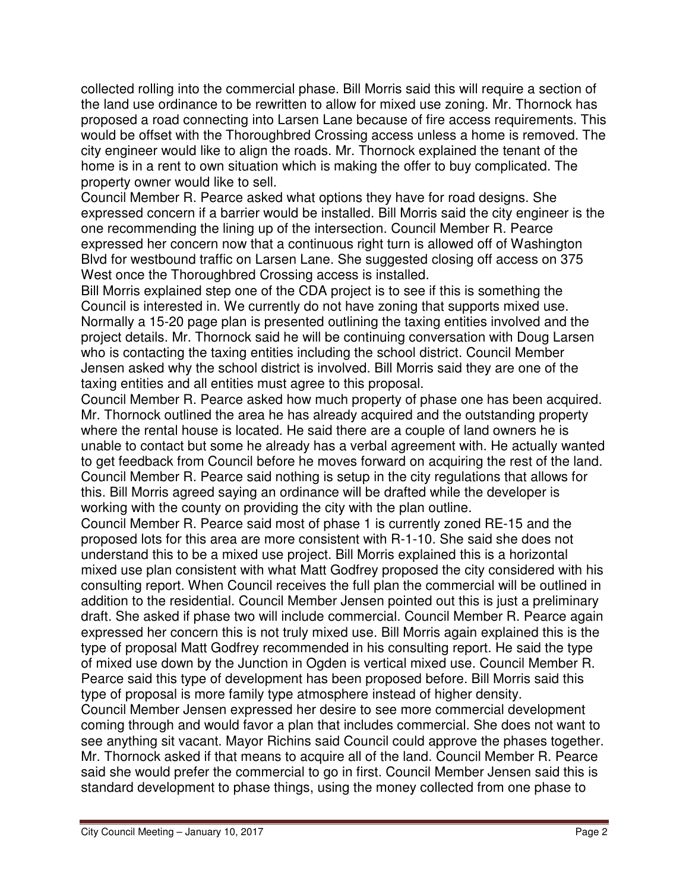collected rolling into the commercial phase. Bill Morris said this will require a section of the land use ordinance to be rewritten to allow for mixed use zoning. Mr. Thornock has proposed a road connecting into Larsen Lane because of fire access requirements. This would be offset with the Thoroughbred Crossing access unless a home is removed. The city engineer would like to align the roads. Mr. Thornock explained the tenant of the home is in a rent to own situation which is making the offer to buy complicated. The property owner would like to sell.

Council Member R. Pearce asked what options they have for road designs. She expressed concern if a barrier would be installed. Bill Morris said the city engineer is the one recommending the lining up of the intersection. Council Member R. Pearce expressed her concern now that a continuous right turn is allowed off of Washington Blvd for westbound traffic on Larsen Lane. She suggested closing off access on 375 West once the Thoroughbred Crossing access is installed.

Bill Morris explained step one of the CDA project is to see if this is something the Council is interested in. We currently do not have zoning that supports mixed use. Normally a 15-20 page plan is presented outlining the taxing entities involved and the project details. Mr. Thornock said he will be continuing conversation with Doug Larsen who is contacting the taxing entities including the school district. Council Member Jensen asked why the school district is involved. Bill Morris said they are one of the taxing entities and all entities must agree to this proposal.

Council Member R. Pearce asked how much property of phase one has been acquired. Mr. Thornock outlined the area he has already acquired and the outstanding property where the rental house is located. He said there are a couple of land owners he is unable to contact but some he already has a verbal agreement with. He actually wanted to get feedback from Council before he moves forward on acquiring the rest of the land. Council Member R. Pearce said nothing is setup in the city regulations that allows for this. Bill Morris agreed saying an ordinance will be drafted while the developer is working with the county on providing the city with the plan outline.

Council Member R. Pearce said most of phase 1 is currently zoned RE-15 and the proposed lots for this area are more consistent with R-1-10. She said she does not understand this to be a mixed use project. Bill Morris explained this is a horizontal mixed use plan consistent with what Matt Godfrey proposed the city considered with his consulting report. When Council receives the full plan the commercial will be outlined in addition to the residential. Council Member Jensen pointed out this is just a preliminary draft. She asked if phase two will include commercial. Council Member R. Pearce again expressed her concern this is not truly mixed use. Bill Morris again explained this is the type of proposal Matt Godfrey recommended in his consulting report. He said the type of mixed use down by the Junction in Ogden is vertical mixed use. Council Member R. Pearce said this type of development has been proposed before. Bill Morris said this type of proposal is more family type atmosphere instead of higher density.

Council Member Jensen expressed her desire to see more commercial development coming through and would favor a plan that includes commercial. She does not want to see anything sit vacant. Mayor Richins said Council could approve the phases together. Mr. Thornock asked if that means to acquire all of the land. Council Member R. Pearce said she would prefer the commercial to go in first. Council Member Jensen said this is standard development to phase things, using the money collected from one phase to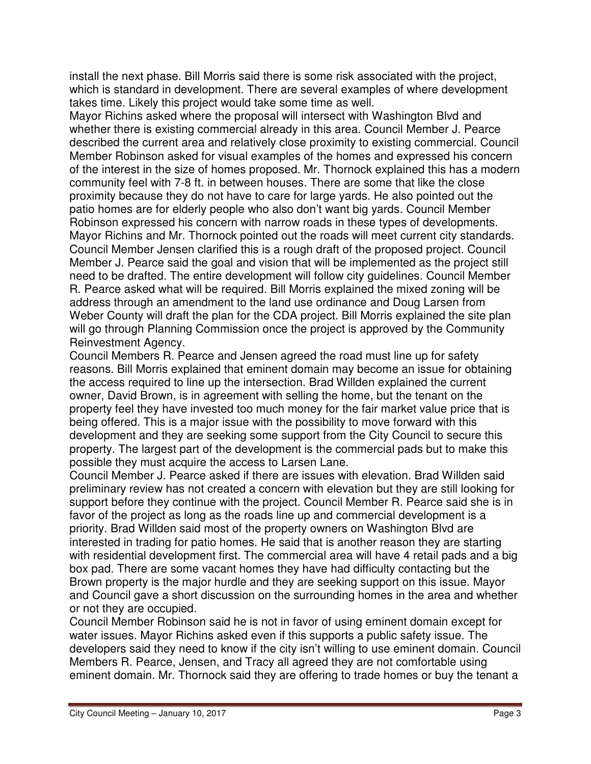install the next phase. Bill Morris said there is some risk associated with the project, which is standard in development. There are several examples of where development takes time. Likely this project would take some time as well.

Mayor Richins asked where the proposal will intersect with Washington Blvd and whether there is existing commercial already in this area. Council Member J. Pearce described the current area and relatively close proximity to existing commercial. Council Member Robinson asked for visual examples of the homes and expressed his concern of the interest in the size of homes proposed. Mr. Thornock explained this has a modern community feel with 7-8 ft. in between houses. There are some that like the close proximity because they do not have to care for large yards. He also pointed out the patio homes are for elderly people who also don't want big yards. Council Member Robinson expressed his concern with narrow roads in these types of developments. Mayor Richins and Mr. Thornock pointed out the roads will meet current city standards. Council Member Jensen clarified this is a rough draft of the proposed project. Council Member J. Pearce said the goal and vision that will be implemented as the project still need to be drafted. The entire development will follow city guidelines. Council Member R. Pearce asked what will be required. Bill Morris explained the mixed zoning will be address through an amendment to the land use ordinance and Doug Larsen from Weber County will draft the plan for the CDA project. Bill Morris explained the site plan will go through Planning Commission once the project is approved by the Community Reinvestment Agency.

Council Members R. Pearce and Jensen agreed the road must line up for safety reasons. Bill Morris explained that eminent domain may become an issue for obtaining the access required to line up the intersection. Brad Willden explained the current owner, David Brown, is in agreement with selling the home, but the tenant on the property feel they have invested too much money for the fair market value price that is being offered. This is a major issue with the possibility to move forward with this development and they are seeking some support from the City Council to secure this property. The largest part of the development is the commercial pads but to make this possible they must acquire the access to Larsen Lane.

Council Member J. Pearce asked if there are issues with elevation. Brad Willden said preliminary review has not created a concern with elevation but they are still looking for support before they continue with the project. Council Member R. Pearce said she is in favor of the project as long as the roads line up and commercial development is a priority. Brad Willden said most of the property owners on Washington Blvd are interested in trading for patio homes. He said that is another reason they are starting with residential development first. The commercial area will have 4 retail pads and a big box pad. There are some vacant homes they have had difficulty contacting but the Brown property is the major hurdle and they are seeking support on this issue. Mayor and Council gave a short discussion on the surrounding homes in the area and whether or not they are occupied.

Council Member Robinson said he is not in favor of using eminent domain except for water issues. Mayor Richins asked even if this supports a public safety issue. The developers said they need to know if the city isn't willing to use eminent domain. Council Members R. Pearce, Jensen, and Tracy all agreed they are not comfortable using eminent domain. Mr. Thornock said they are offering to trade homes or buy the tenant a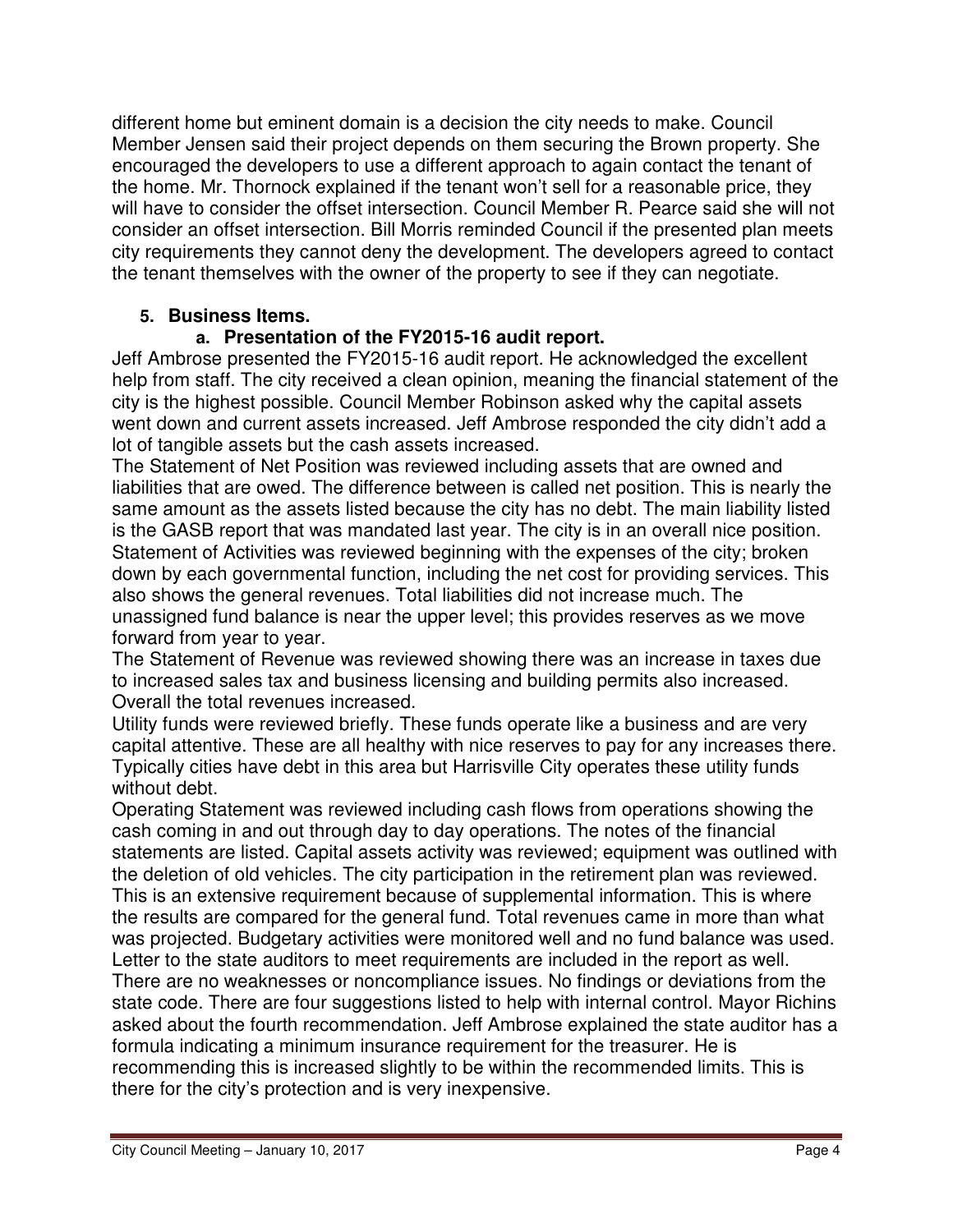different home but eminent domain is a decision the city needs to make. Council Member Jensen said their project depends on them securing the Brown property. She encouraged the developers to use a different approach to again contact the tenant of the home. Mr. Thornock explained if the tenant won't sell for a reasonable price, they will have to consider the offset intersection. Council Member R. Pearce said she will not consider an offset intersection. Bill Morris reminded Council if the presented plan meets city requirements they cannot deny the development. The developers agreed to contact the tenant themselves with the owner of the property to see if they can negotiate.

**5. Business Items.**

**a. Presentation of the FY2015-16 audit report.**

Jeff Ambrose presented the FY2015-16 audit report. He acknowledged the excellent help from staff. The city received a clean opinion, meaning the financial statement of the city is the highest possible. Council Member Robinson asked why the capital assets went down and current assets increased. Jeff Ambrose responded the city didn't add a lot of tangible assets but the cash assets increased.

The Statement of Net Position was reviewed including assets that are owned and liabilities that are owed. The difference between is called net position. This is nearly the same amount as the assets listed because the city has no debt. The main liability listed is the GASB report that was mandated last year. The city is in an overall nice position. Statement of Activities was reviewed beginning with the expenses of the city; broken down by each governmental function, including the net cost for providing services. This also shows the general revenues. Total liabilities did not increase much. The unassigned fund balance is near the upper level; this provides reserves as we move forward from year to year.

The Statement of Revenue was reviewed showing there was an increase in taxes due to increased sales tax and business licensing and building permits also increased. Overall the total revenues increased.

Utility funds were reviewed briefly. These funds operate like a business and are very capital attentive. These are all healthy with nice reserves to pay for any increases there. Typically cities have debt in this area but Harrisville City operates these utility funds without debt.

Operating Statement was reviewed including cash flows from operations showing the cash coming in and out through day to day operations. The notes of the financial statements are listed. Capital assets activity was reviewed; equipment was outlined with the deletion of old vehicles. The city participation in the retirement plan was reviewed. This is an extensive requirement because of supplemental information. This is where the results are compared for the general fund. Total revenues came in more than what was projected. Budgetary activities were monitored well and no fund balance was used. Letter to the state auditors to meet requirements are included in the report as well. There are no weaknesses or noncompliance issues. No findings or deviations from the state code. There are four suggestions listed to help with internal control. Mayor Richins asked about the fourth recommendation. Jeff Ambrose explained the state auditor has a formula indicating a minimum insurance requirement for the treasurer. He is recommending this is increased slightly to be within the recommended limits. This is there for the city's protection and is very inexpensive.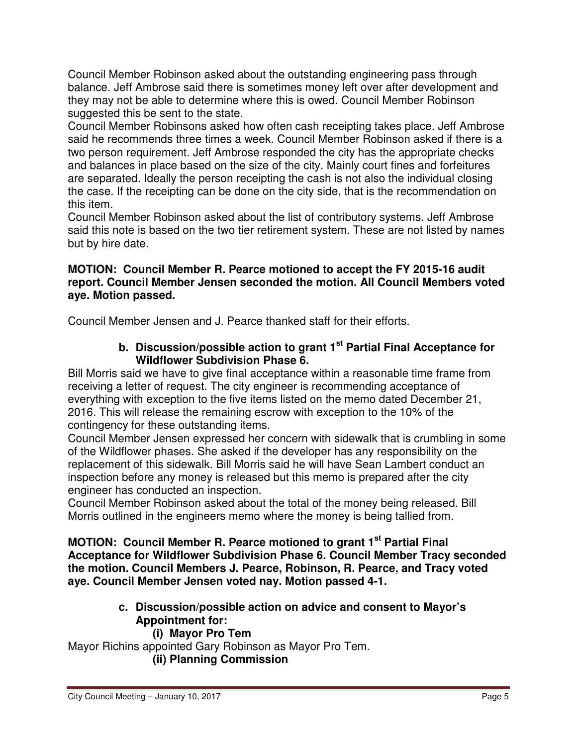Council Member Robinson asked about the outstanding engineering pass through balance. Jeff Ambrose said there is sometimes money left over after development and they may not be able to determine where this is owed. Council Member Robinson suggested this be sent to the state.

Council Member Robinsons asked how often cash receipting takes place. Jeff Ambrose said he recommends three times a week. Council Member Robinson asked if there is a two person requirement. Jeff Ambrose responded the city has the appropriate checks and balances in place based on the size of the city. Mainly court fines and forfeitures are separated. Ideally the person receipting the cash is not also the individual closing the case. If the receipting can be done on the city side, that is the recommendation on this item.

Council Member Robinson asked about the list of contributory systems. Jeff Ambrose said this note is based on the two tier retirement system. These are not listed by names but by hire date.

**MOTION: Council Member R. Pearce motioned to accept the FY 2015-16 audit report. Council Member Jensen seconded the motion. All Council Members voted aye. Motion passed.**

Council Member Jensen and J. Pearce thanked staff for their efforts.

**b. Discussion/possible action to grant 1st Partial Final Acceptance for Wildflower Subdivision Phase 6.**

Bill Morris said we have to give final acceptance within a reasonable time frame from receiving a letter of request. The city engineer is recommending acceptance of everything with exception to the five items listed on the memo dated December 21, 2016. This will release the remaining escrow with exception to the 10% of the contingency for these outstanding items.

Council Member Jensen expressed her concern with sidewalk that is crumbling in some of the Wildflower phases. She asked if the developer has any responsibility on the replacement of this sidewalk. Bill Morris said he will have Sean Lambert conduct an inspection before any money is released but this memo is prepared after the city engineer has conducted an inspection.

Council Member Robinson asked about the total of the money being released. Bill Morris outlined in the engineers memo where the money is being tallied from.

**MOTION: Council Member R. Pearce motioned to grant 1st Partial Final Acceptance for Wildflower Subdivision Phase 6. Council Member Tracy seconded the motion. Council Members J. Pearce, Robinson, R. Pearce, and Tracy voted aye. Council Member Jensen voted nay. Motion passed 4-1.**

**c. Discussion/possible action on advice and consent to Mayor's Appointment for:**

**(i) Mayor Pro Tem**

Mayor Richins appointed Gary Robinson as Mayor Pro Tem.

**(ii) Planning Commission**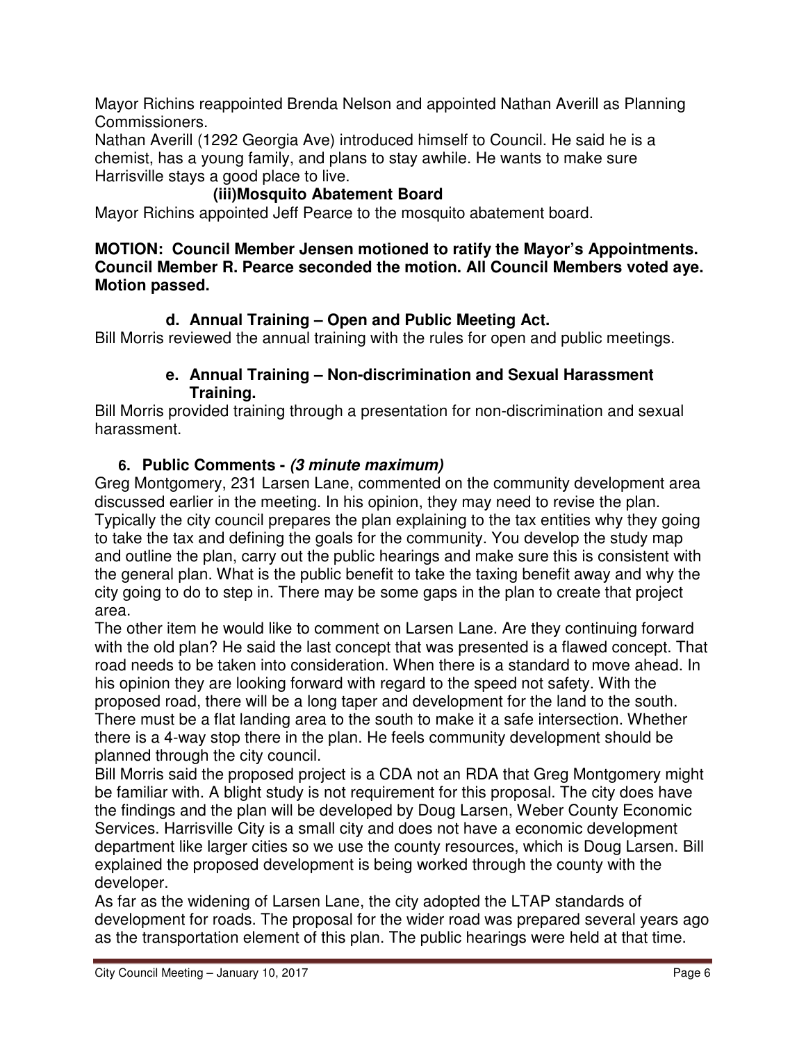Mayor Richins reappointed Brenda Nelson and appointed Nathan Averill as Planning Commissioners.
Nathan Averill (1292 Georgia Ave) introduced himself to Council. He said he is a chemist, has a young family, and plans to stay awhile. He wants to make sure Harrisville stays a good place to live.

**(iii)Mosquito Abatement Board**

Mayor Richins appointed Jeff Pearce to the mosquito abatement board.

**MOTION: Council Member Jensen motioned to ratify the Mayor's Appointments. Council Member R. Pearce seconded the motion. All Council Members voted aye. Motion passed.**

**d. Annual Training – Open and Public Meeting Act.**

Bill Morris reviewed the annual training with the rules for open and public meetings.

**e. Annual Training – Non-discrimination and Sexual Harassment Training.**

Bill Morris provided training through a presentation for non-discrimination and sexual harassment.

### 6. Public Comments - *(3 minute maximum)*

Greg Montgomery, 231 Larsen Lane, commented on the community development area discussed earlier in the meeting. In his opinion, they may need to revise the plan. Typically the city council prepares the plan explaining to the tax entities why they going to take the tax and defining the goals for the community. You develop the study map and outline the plan, carry out the public hearings and make sure this is consistent with the general plan. What is the public benefit to take the taxing benefit away and why the city going to do to step in. There may be some gaps in the plan to create that project area.
The other item he would like to comment on Larsen Lane. Are they continuing forward with the old plan? He said the last concept that was presented is a flawed concept. That road needs to be taken into consideration. When there is a standard to move ahead. In his opinion they are looking forward with regard to the speed not safety. With the proposed road, there will be a long taper and development for the land to the south. There must be a flat landing area to the south to make it a safe intersection. Whether there is a 4-way stop there in the plan. He feels community development should be planned through the city council.
Bill Morris said the proposed project is a CDA not an RDA that Greg Montgomery might be familiar with. A blight study is not requirement for this proposal. The city does have the findings and the plan will be developed by Doug Larsen, Weber County Economic Services. Harrisville City is a small city and does not have a economic development department like larger cities so we use the county resources, which is Doug Larsen. Bill explained the proposed development is being worked through the county with the developer.
As far as the widening of Larsen Lane, the city adopted the LTAP standards of development for roads. The proposal for the wider road was prepared several years ago as the transportation element of this plan. The public hearings were held at that time.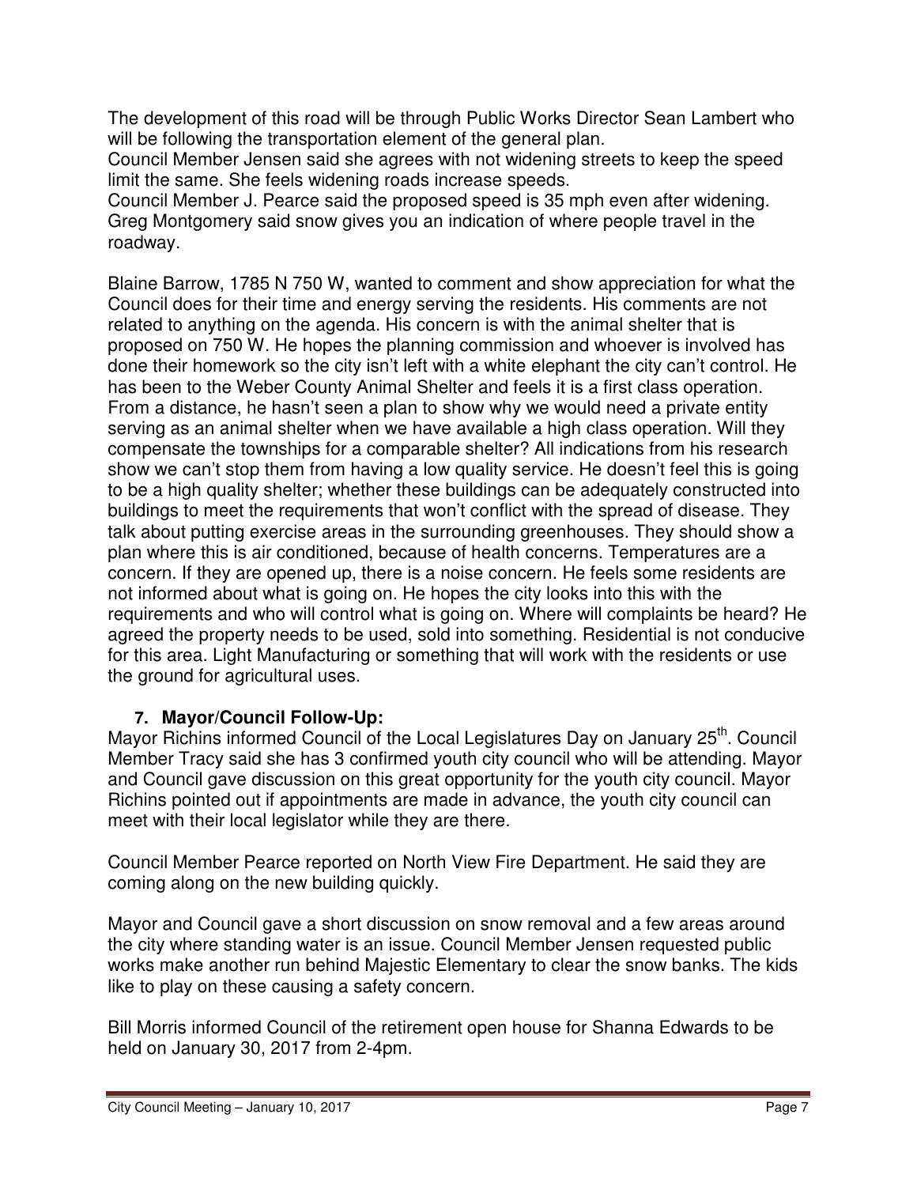The development of this road will be through Public Works Director Sean Lambert who will be following the transportation element of the general plan.
Council Member Jensen said she agrees with not widening streets to keep the speed limit the same. She feels widening roads increase speeds.
Council Member J. Pearce said the proposed speed is 35 mph even after widening.
Greg Montgomery said snow gives you an indication of where people travel in the roadway.

Blaine Barrow, 1785 N 750 W, wanted to comment and show appreciation for what the Council does for their time and energy serving the residents. His comments are not related to anything on the agenda. His concern is with the animal shelter that is proposed on 750 W. He hopes the planning commission and whoever is involved has done their homework so the city isn't left with a white elephant the city can't control. He has been to the Weber County Animal Shelter and feels it is a first class operation. From a distance, he hasn't seen a plan to show why we would need a private entity serving as an animal shelter when we have available a high class operation. Will they compensate the townships for a comparable shelter? All indications from his research show we can't stop them from having a low quality service. He doesn't feel this is going to be a high quality shelter; whether these buildings can be adequately constructed into buildings to meet the requirements that won't conflict with the spread of disease. They talk about putting exercise areas in the surrounding greenhouses. They should show a plan where this is air conditioned, because of health concerns. Temperatures are a concern. If they are opened up, there is a noise concern. He feels some residents are not informed about what is going on. He hopes the city looks into this with the requirements and who will control what is going on. Where will complaints be heard? He agreed the property needs to be used, sold into something. Residential is not conducive for this area. Light Manufacturing or something that will work with the residents or use the ground for agricultural uses.

**7. Mayor/Council Follow-Up:**

Mayor Richins informed Council of the Local Legislatures Day on January 25th. Council Member Tracy said she has 3 confirmed youth city council who will be attending. Mayor and Council gave discussion on this great opportunity for the youth city council. Mayor Richins pointed out if appointments are made in advance, the youth city council can meet with their local legislator while they are there.

Council Member Pearce reported on North View Fire Department. He said they are coming along on the new building quickly.

Mayor and Council gave a short discussion on snow removal and a few areas around the city where standing water is an issue. Council Member Jensen requested public works make another run behind Majestic Elementary to clear the snow banks. The kids like to play on these causing a safety concern.

Bill Morris informed Council of the retirement open house for Shanna Edwards to be held on January 30, 2017 from 2-4pm.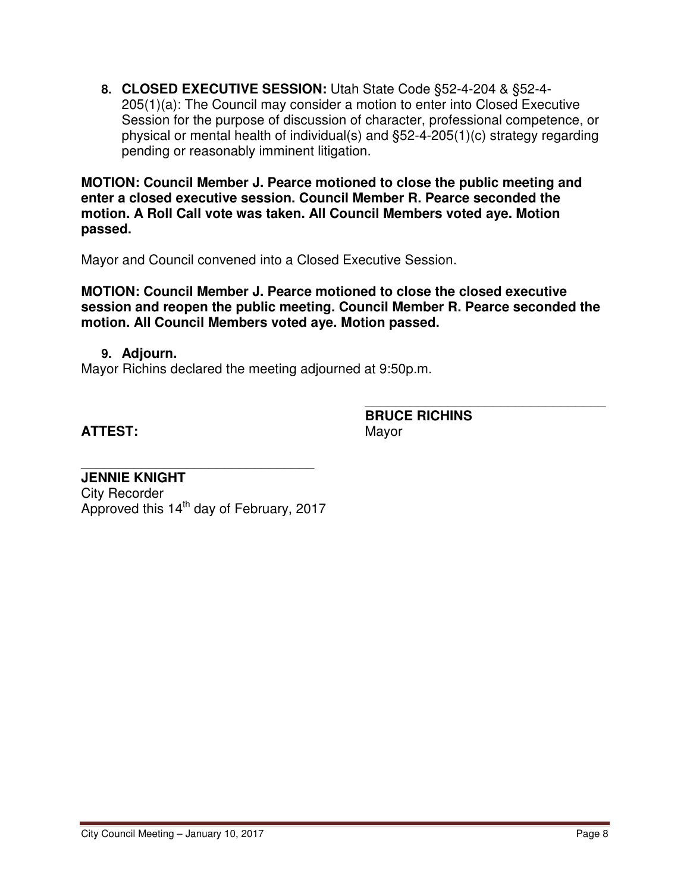8. **CLOSED EXECUTIVE SESSION:** Utah State Code §52-4-204 & §52-4-205(1)(a): The Council may consider a motion to enter into Closed Executive Session for the purpose of discussion of character, professional competence, or physical or mental health of individual(s) and §52-4-205(1)(c) strategy regarding pending or reasonably imminent litigation.

**MOTION: Council Member J. Pearce motioned to close the public meeting and enter a closed executive session. Council Member R. Pearce seconded the motion. A Roll Call vote was taken. All Council Members voted aye. Motion passed.**

Mayor and Council convened into a Closed Executive Session.

**MOTION: Council Member J. Pearce motioned to close the closed executive session and reopen the public meeting. Council Member R. Pearce seconded the motion. All Council Members voted aye. Motion passed.**

9. **Adjourn.**

Mayor Richins declared the meeting adjourned at 9:50p.m.

\_\_\_\_\_\_\_\_\_\_\_\_\_\_\_\_\_\_\_\_\_\_\_\_\_\_\_\_\_\_\_\_
**BRUCE RICHINS**
Mayor

**ATTEST:**

\_\_\_\_\_\_\_\_\_\_\_\_\_\_\_\_\_\_\_\_\_\_\_\_\_\_\_\_\_\_\_\_
**JENNIE KNIGHT**
City Recorder
Approved this 14th day of February, 2017